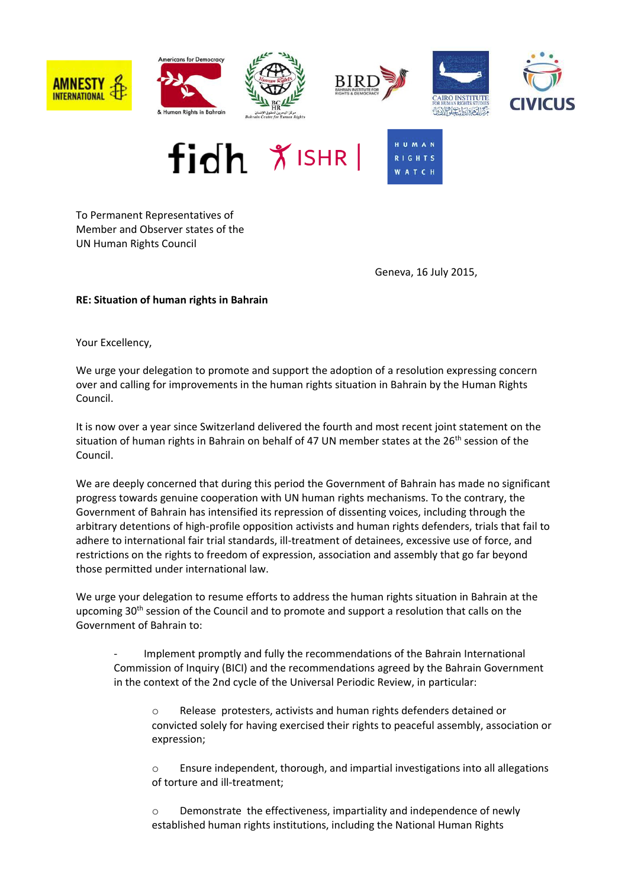To Permanent Representatives of
Member and Observer states of the
UN Human Rights Council

Geneva, 16 July 2015,

**RE: Situation of human rights in Bahrain**

Your Excellency,

We urge your delegation to promote and support the adoption of a resolution expressing concern over and calling for improvements in the human rights situation in Bahrain by the Human Rights Council.

It is now over a year since Switzerland delivered the fourth and most recent joint statement on the situation of human rights in Bahrain on behalf of 47 UN member states at the 26th session of the Council.

We are deeply concerned that during this period the Government of Bahrain has made no significant progress towards genuine cooperation with UN human rights mechanisms. To the contrary, the Government of Bahrain has intensified its repression of dissenting voices, including through the arbitrary detentions of high-profile opposition activists and human rights defenders, trials that fail to adhere to international fair trial standards, ill-treatment of detainees, excessive use of force, and restrictions on the rights to freedom of expression, association and assembly that go far beyond those permitted under international law.

We urge your delegation to resume efforts to address the human rights situation in Bahrain at the upcoming 30th session of the Council and to promote and support a resolution that calls on the Government of Bahrain to:

- Implement promptly and fully the recommendations of the Bahrain International Commission of Inquiry (BICI) and the recommendations agreed by the Bahrain Government in the context of the 2nd cycle of the Universal Periodic Review, in particular:
    - Release protesters, activists and human rights defenders detained or convicted solely for having exercised their rights to peaceful assembly, association or expression;
    - Ensure independent, thorough, and impartial investigations into all allegations of torture and ill-treatment;
    - Demonstrate the effectiveness, impartiality and independence of newly established human rights institutions, including the National Human Rights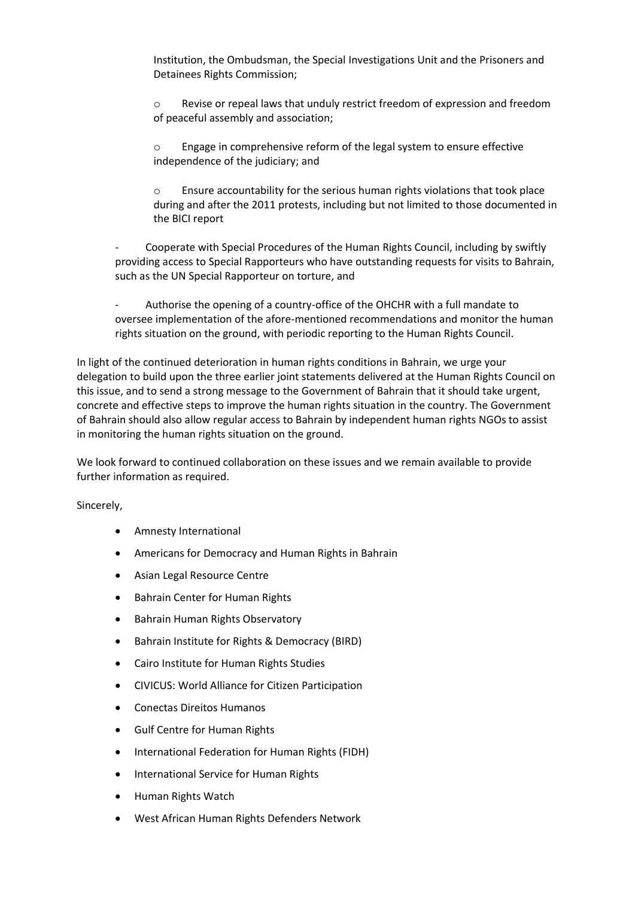Institution, the Ombudsman, the Special Investigations Unit and the Prisoners and Detainees Rights Commission;

  - Revise or repeal laws that unduly restrict freedom of expression and freedom of peaceful assembly and association;

  - Engage in comprehensive reform of the legal system to ensure effective independence of the judiciary; and

  - Ensure accountability for the serious human rights violations that took place during and after the 2011 protests, including but not limited to those documented in the BICI report

- Cooperate with Special Procedures of the Human Rights Council, including by swiftly providing access to Special Rapporteurs who have outstanding requests for visits to Bahrain, such as the UN Special Rapporteur on torture, and

- Authorise the opening of a country-office of the OHCHR with a full mandate to oversee implementation of the afore-mentioned recommendations and monitor the human rights situation on the ground, with periodic reporting to the Human Rights Council.

In light of the continued deterioration in human rights conditions in Bahrain, we urge your delegation to build upon the three earlier joint statements delivered at the Human Rights Council on this issue, and to send a strong message to the Government of Bahrain that it should take urgent, concrete and effective steps to improve the human rights situation in the country. The Government of Bahrain should also allow regular access to Bahrain by independent human rights NGOs to assist in monitoring the human rights situation on the ground.

We look forward to continued collaboration on these issues and we remain available to provide further information as required.

Sincerely,

- Amnesty International
- Americans for Democracy and Human Rights in Bahrain
- Asian Legal Resource Centre
- Bahrain Center for Human Rights
- Bahrain Human Rights Observatory
- Bahrain Institute for Rights & Democracy (BIRD)
- Cairo Institute for Human Rights Studies
- CIVICUS: World Alliance for Citizen Participation
- Conectas Direitos Humanos
- Gulf Centre for Human Rights
- International Federation for Human Rights (FIDH)
- International Service for Human Rights
- Human Rights Watch
- West African Human Rights Defenders Network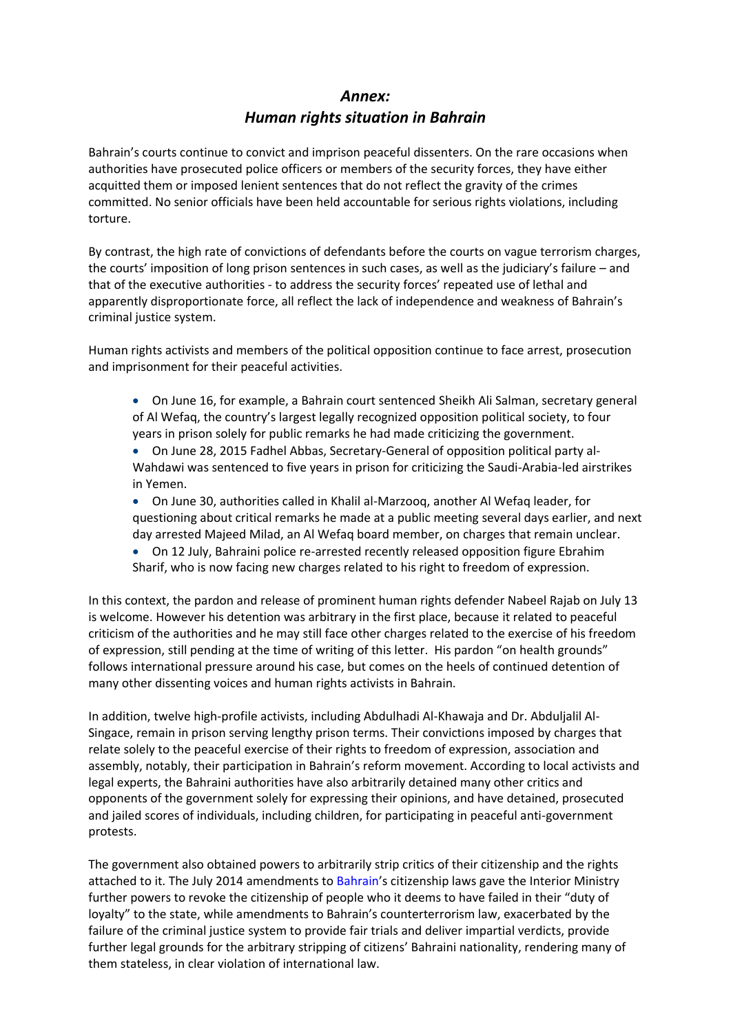# *Annex: Human rights situation in Bahrain*

Bahrain's courts continue to convict and imprison peaceful dissenters. On the rare occasions when authorities have prosecuted police officers or members of the security forces, they have either acquitted them or imposed lenient sentences that do not reflect the gravity of the crimes committed. No senior officials have been held accountable for serious rights violations, including torture.

By contrast, the high rate of convictions of defendants before the courts on vague terrorism charges, the courts' imposition of long prison sentences in such cases, as well as the judiciary's failure – and that of the executive authorities - to address the security forces' repeated use of lethal and apparently disproportionate force, all reflect the lack of independence and weakness of Bahrain's criminal justice system.

Human rights activists and members of the political opposition continue to face arrest, prosecution and imprisonment for their peaceful activities.

- On June 16, for example, a Bahrain court sentenced Sheikh Ali Salman, secretary general of Al Wefaq, the country's largest legally recognized opposition political society, to four years in prison solely for public remarks he had made criticizing the government.
- On June 28, 2015 Fadhel Abbas, Secretary-General of opposition political party al-Wahdawi was sentenced to five years in prison for criticizing the Saudi-Arabia-led airstrikes in Yemen.
- On June 30, authorities called in Khalil al-Marzooq, another Al Wefaq leader, for questioning about critical remarks he made at a public meeting several days earlier, and next day arrested Majeed Milad, an Al Wefaq board member, on charges that remain unclear.
- On 12 July, Bahraini police re-arrested recently released opposition figure Ebrahim Sharif, who is now facing new charges related to his right to freedom of expression.

In this context, the pardon and release of prominent human rights defender Nabeel Rajab on July 13 is welcome. However his detention was arbitrary in the first place, because it related to peaceful criticism of the authorities and he may still face other charges related to the exercise of his freedom of expression, still pending at the time of writing of this letter. His pardon "on health grounds" follows international pressure around his case, but comes on the heels of continued detention of many other dissenting voices and human rights activists in Bahrain.

In addition, twelve high-profile activists, including Abdulhadi Al-Khawaja and Dr. Abduljalil Al-Singace, remain in prison serving lengthy prison terms. Their convictions imposed by charges that relate solely to the peaceful exercise of their rights to freedom of expression, association and assembly, notably, their participation in Bahrain's reform movement. According to local activists and legal experts, the Bahraini authorities have also arbitrarily detained many other critics and opponents of the government solely for expressing their opinions, and have detained, prosecuted and jailed scores of individuals, including children, for participating in peaceful anti-government protests.

The government also obtained powers to arbitrarily strip critics of their citizenship and the rights attached to it. The July 2014 amendments to Bahrain's citizenship laws gave the Interior Ministry further powers to revoke the citizenship of people who it deems to have failed in their "duty of loyalty" to the state, while amendments to Bahrain's counterterrorism law, exacerbated by the failure of the criminal justice system to provide fair trials and deliver impartial verdicts, provide further legal grounds for the arbitrary stripping of citizens' Bahraini nationality, rendering many of them stateless, in clear violation of international law.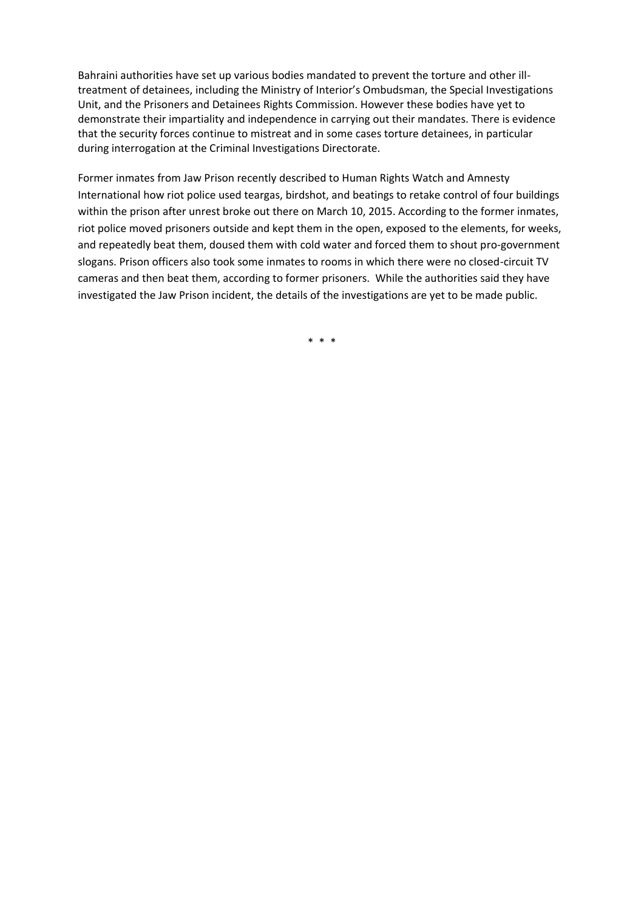Bahraini authorities have set up various bodies mandated to prevent the torture and other ill-treatment of detainees, including the Ministry of Interior's Ombudsman, the Special Investigations Unit, and the Prisoners and Detainees Rights Commission. However these bodies have yet to demonstrate their impartiality and independence in carrying out their mandates. There is evidence that the security forces continue to mistreat and in some cases torture detainees, in particular during interrogation at the Criminal Investigations Directorate.

Former inmates from Jaw Prison recently described to Human Rights Watch and Amnesty International how riot police used teargas, birdshot, and beatings to retake control of four buildings within the prison after unrest broke out there on March 10, 2015. According to the former inmates, riot police moved prisoners outside and kept them in the open, exposed to the elements, for weeks, and repeatedly beat them, doused them with cold water and forced them to shout pro-government slogans. Prison officers also took some inmates to rooms in which there were no closed-circuit TV cameras and then beat them, according to former prisoners. While the authorities said they have investigated the Jaw Prison incident, the details of the investigations are yet to be made public.

\* \* \*